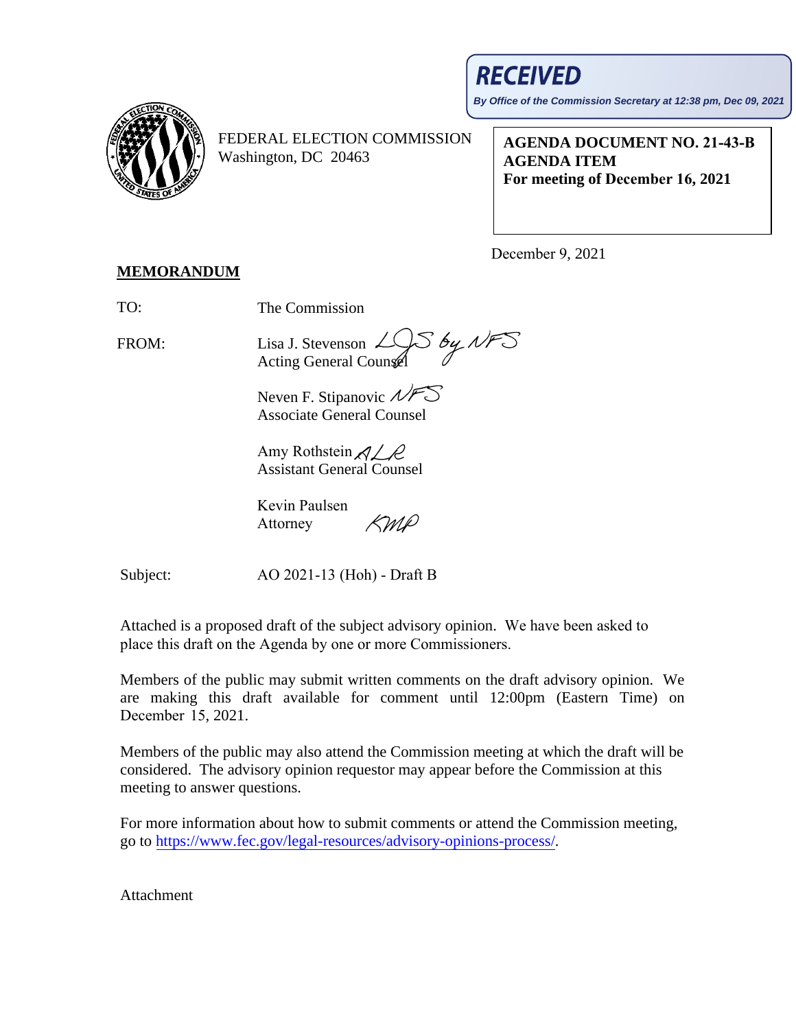**RECEIVED**

**By Office of the Commission Secretary at 12:38 pm, Dec 09, 2021**

FEDERAL ELECTION COMMISSION
Washington, DC 20463

**AGENDA DOCUMENT NO. 21-43-B**
**AGENDA ITEM**
**For meeting of December 16, 2021**

December 9, 2021

**MEMORANDUM**

TO: The Commission

FROM: Lisa J. Stevenson *LJS by NFS*
Acting General Counsel

Neven F. Stipanovic *NFS*
Associate General Counsel

Amy Rothstein *ALR*
Assistant General Counsel

Kevin Paulsen *KMP*
Attorney

Subject: AO 2021-13 (Hoh) - Draft B

Attached is a proposed draft of the subject advisory opinion. We have been asked to place this draft on the Agenda by one or more Commissioners.

Members of the public may submit written comments on the draft advisory opinion. We are making this draft available for comment until 12:00pm (Eastern Time) on December 15, 2021.

Members of the public may also attend the Commission meeting at which the draft will be considered. The advisory opinion requestor may appear before the Commission at this meeting to answer questions.

For more information about how to submit comments or attend the Commission meeting, go to https://www.fec.gov/legal-resources/advisory-opinions-process/.

Attachment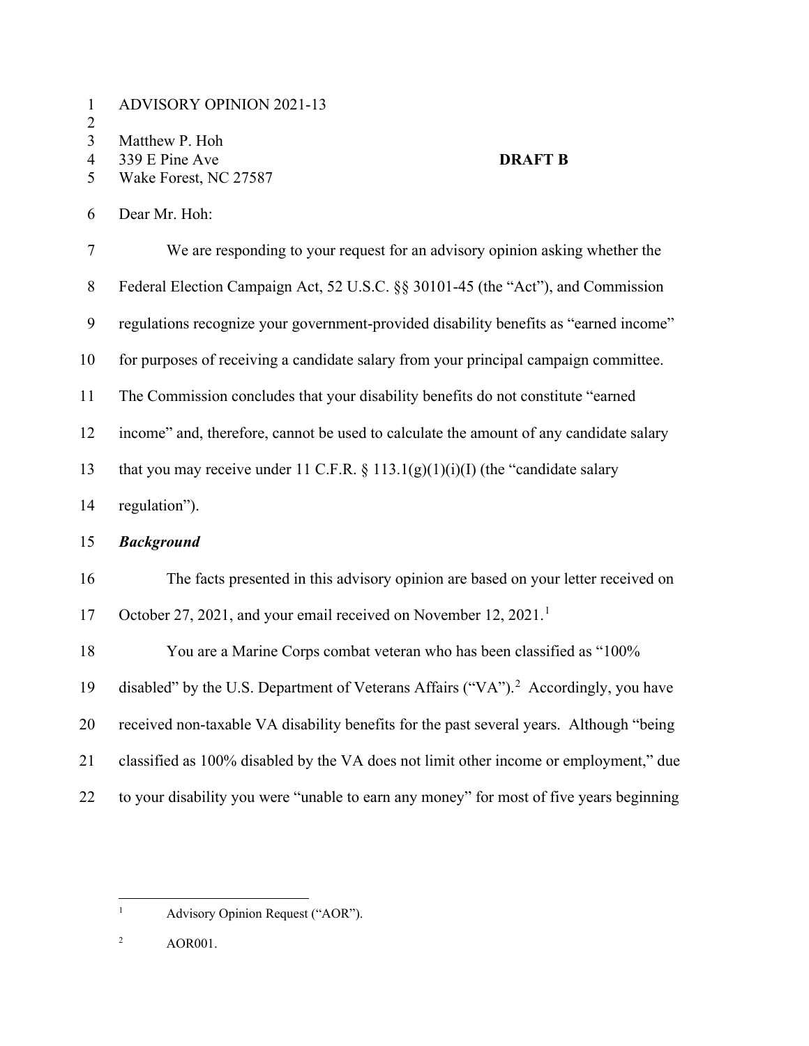ADVISORY OPINION 2021-13

Matthew P. Hoh
339 E Pine Ave
Wake Forest, NC 27587

**DRAFT B**

Dear Mr. Hoh:

We are responding to your request for an advisory opinion asking whether the Federal Election Campaign Act, 52 U.S.C. §§ 30101-45 (the "Act"), and Commission regulations recognize your government-provided disability benefits as "earned income" for purposes of receiving a candidate salary from your principal campaign committee. The Commission concludes that your disability benefits do not constitute "earned income" and, therefore, cannot be used to calculate the amount of any candidate salary that you may receive under 11 C.F.R. § 113.1(g)(1)(i)(I) (the "candidate salary regulation").

***Background***

The facts presented in this advisory opinion are based on your letter received on October 27, 2021, and your email received on November 12, 2021.[1]

You are a Marine Corps combat veteran who has been classified as "100% disabled" by the U.S. Department of Veterans Affairs ("VA").[2] Accordingly, you have received non-taxable VA disability benefits for the past several years. Although "being classified as 100% disabled by the VA does not limit other income or employment," due to your disability you were "unable to earn any money" for most of five years beginning

[1] Advisory Opinion Request ("AOR").

[2] AOR001.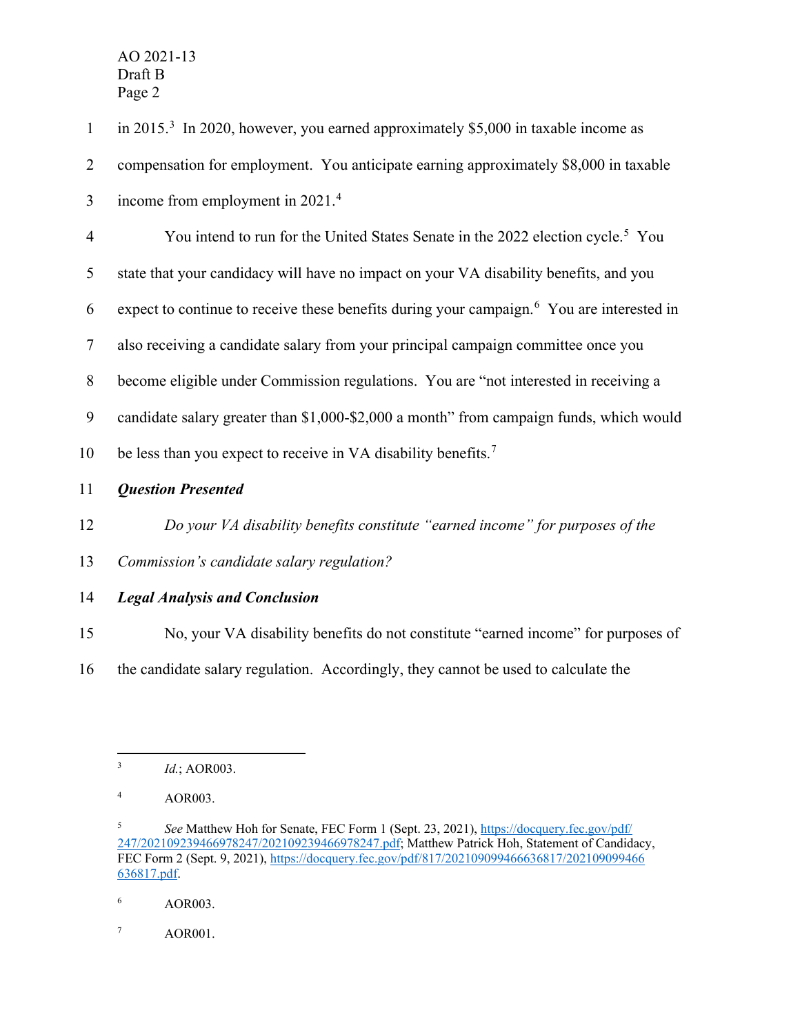in 2015.[3] In 2020, however, you earned approximately $5,000 in taxable income as compensation for employment. You anticipate earning approximately $8,000 in taxable income from employment in 2021.[4]

You intend to run for the United States Senate in the 2022 election cycle.[5] You state that your candidacy will have no impact on your VA disability benefits, and you expect to continue to receive these benefits during your campaign.[6] You are interested in also receiving a candidate salary from your principal campaign committee once you become eligible under Commission regulations. You are "not interested in receiving a candidate salary greater than $1,000-$2,000 a month" from campaign funds, which would be less than you expect to receive in VA disability benefits.[7]

***Question Presented***

*Do your VA disability benefits constitute "earned income" for purposes of the Commission's candidate salary regulation?*

***Legal Analysis and Conclusion***

No, your VA disability benefits do not constitute "earned income" for purposes of the candidate salary regulation. Accordingly, they cannot be used to calculate the

---

[3] *Id.*; AOR003.

[4] AOR003.

[5] *See* Matthew Hoh for Senate, FEC Form 1 (Sept. 23, 2021), https://docquery.fec.gov/pdf/247/202109239466978247/202109239466978247.pdf; Matthew Patrick Hoh, Statement of Candidacy, FEC Form 2 (Sept. 9, 2021), https://docquery.fec.gov/pdf/817/202109099466636817/202109099466636817.pdf.

[6] AOR003.

[7] AOR001.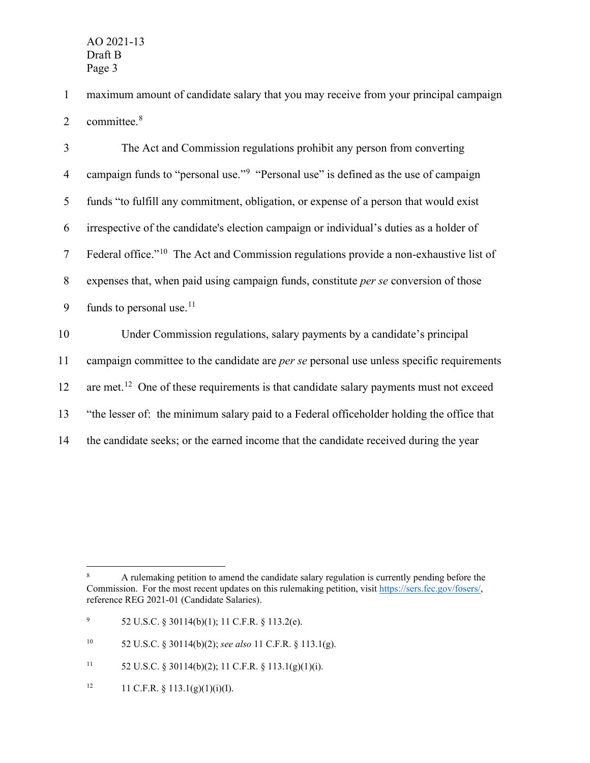maximum amount of candidate salary that you may receive from your principal campaign committee.[8]

The Act and Commission regulations prohibit any person from converting campaign funds to "personal use."[9] "Personal use" is defined as the use of campaign funds "to fulfill any commitment, obligation, or expense of a person that would exist irrespective of the candidate's election campaign or individual's duties as a holder of Federal office."[10] The Act and Commission regulations provide a non-exhaustive list of expenses that, when paid using campaign funds, constitute *per se* conversion of those funds to personal use.[11]

Under Commission regulations, salary payments by a candidate's principal campaign committee to the candidate are *per se* personal use unless specific requirements are met.[12] One of these requirements is that candidate salary payments must not exceed "the lesser of: the minimum salary paid to a Federal officeholder holding the office that the candidate seeks; or the earned income that the candidate received during the year

---

[8] A rulemaking petition to amend the candidate salary regulation is currently pending before the Commission. For the most recent updates on this rulemaking petition, visit https://sers.fec.gov/fosers/, reference REG 2021-01 (Candidate Salaries).

[9] 52 U.S.C. § 30114(b)(1); 11 C.F.R. § 113.2(e).

[10] 52 U.S.C. § 30114(b)(2); *see also* 11 C.F.R. § 113.1(g).

[11] 52 U.S.C. § 30114(b)(2); 11 C.F.R. § 113.1(g)(1)(i).

[12] 11 C.F.R. § 113.1(g)(1)(i)(I).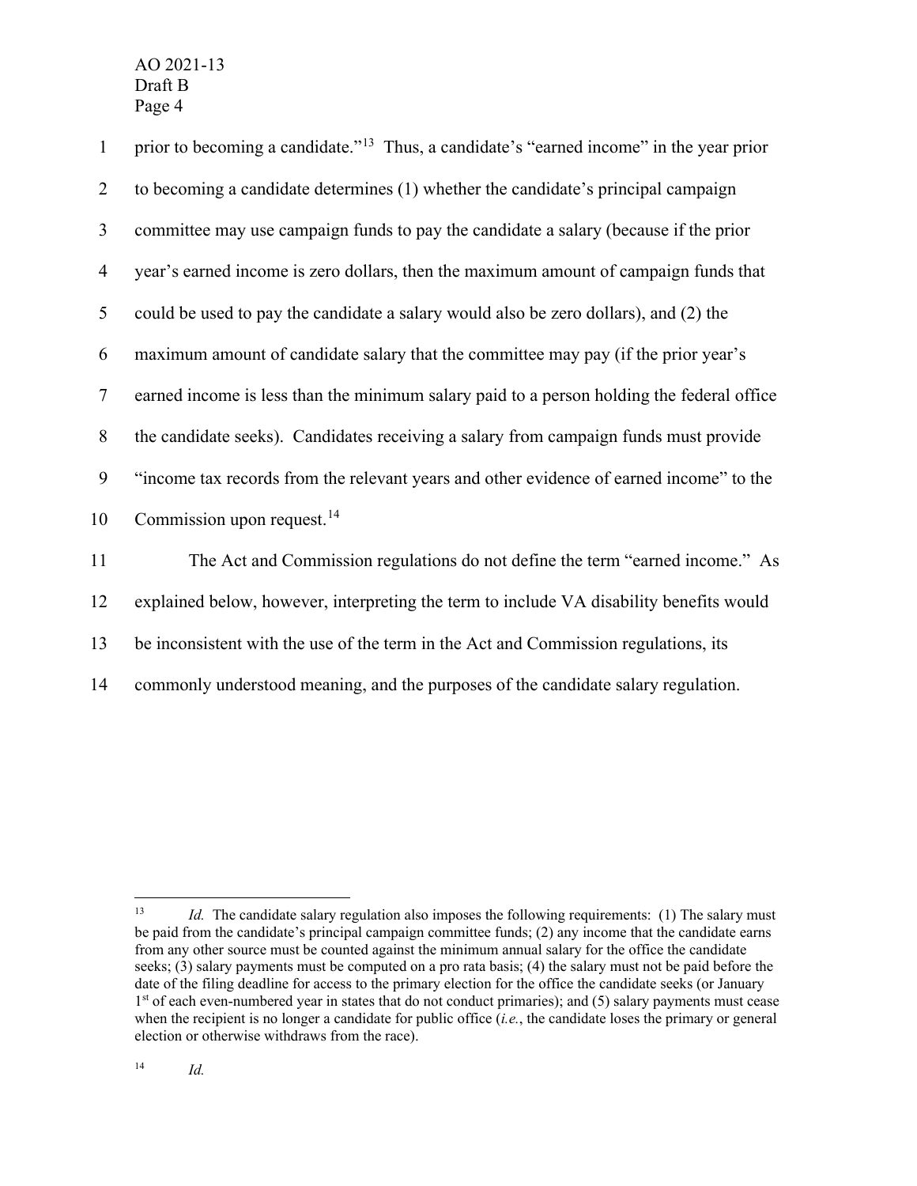prior to becoming a candidate."[13] Thus, a candidate's "earned income" in the year prior to becoming a candidate determines (1) whether the candidate's principal campaign committee may use campaign funds to pay the candidate a salary (because if the prior year's earned income is zero dollars, then the maximum amount of campaign funds that could be used to pay the candidate a salary would also be zero dollars), and (2) the maximum amount of candidate salary that the committee may pay (if the prior year's earned income is less than the minimum salary paid to a person holding the federal office the candidate seeks). Candidates receiving a salary from campaign funds must provide "income tax records from the relevant years and other evidence of earned income" to the Commission upon request.[14]

The Act and Commission regulations do not define the term "earned income." As explained below, however, interpreting the term to include VA disability benefits would be inconsistent with the use of the term in the Act and Commission regulations, its commonly understood meaning, and the purposes of the candidate salary regulation.

---

[13] *Id.* The candidate salary regulation also imposes the following requirements: (1) The salary must be paid from the candidate's principal campaign committee funds; (2) any income that the candidate earns from any other source must be counted against the minimum annual salary for the office the candidate seeks; (3) salary payments must be computed on a pro rata basis; (4) the salary must not be paid before the date of the filing deadline for access to the primary election for the office the candidate seeks (or January 1st of each even-numbered year in states that do not conduct primaries); and (5) salary payments must cease when the recipient is no longer a candidate for public office (*i.e.*, the candidate loses the primary or general election or otherwise withdraws from the race).

[14] *Id.*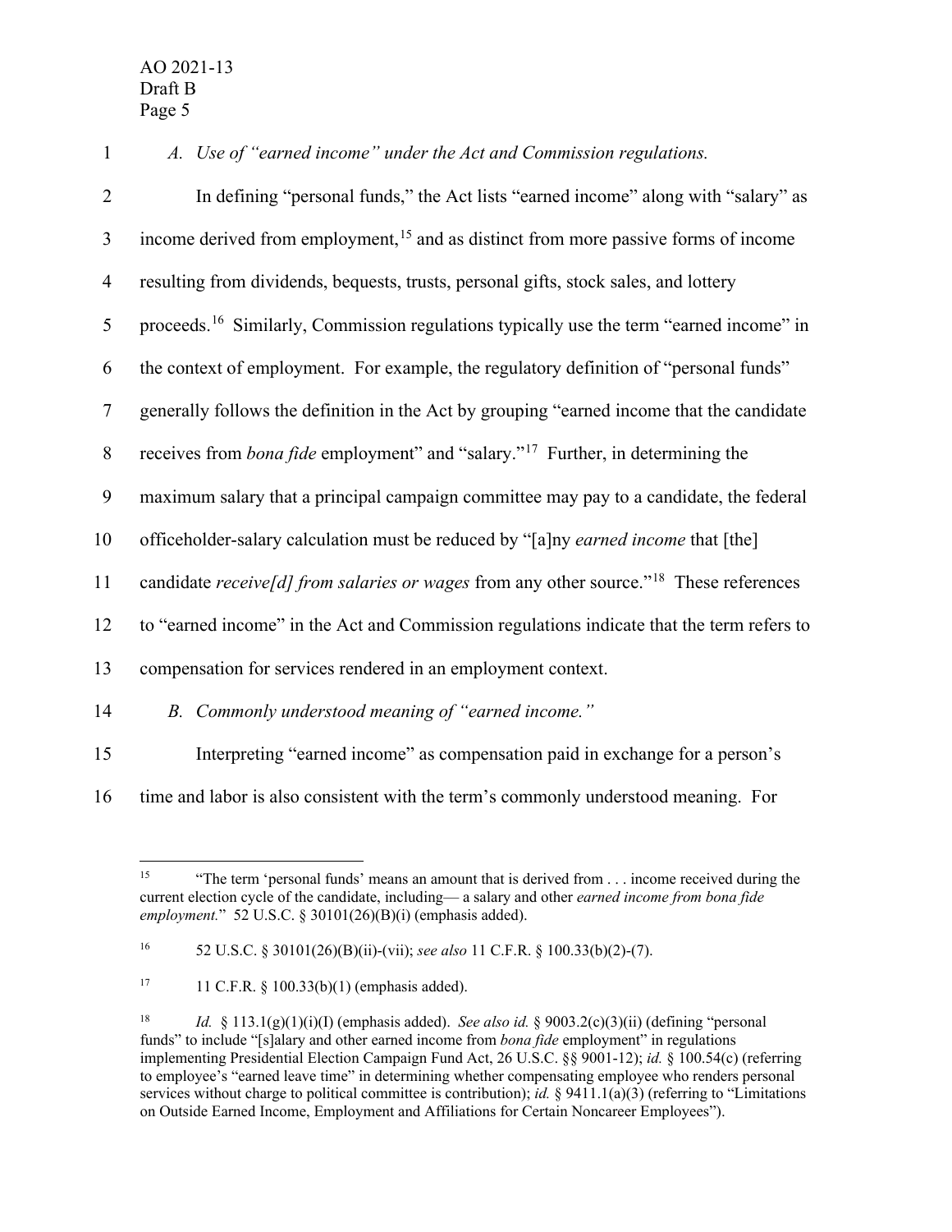*A. Use of "earned income" under the Act and Commission regulations.*

In defining "personal funds," the Act lists "earned income" along with "salary" as income derived from employment,[15] and as distinct from more passive forms of income resulting from dividends, bequests, trusts, personal gifts, stock sales, and lottery proceeds.[16] Similarly, Commission regulations typically use the term "earned income" in the context of employment. For example, the regulatory definition of "personal funds" generally follows the definition in the Act by grouping "earned income that the candidate receives from *bona fide* employment" and "salary."[17] Further, in determining the maximum salary that a principal campaign committee may pay to a candidate, the federal officeholder-salary calculation must be reduced by "[a]ny *earned income* that [the] candidate *receive[d] from salaries or wages* from any other source."[18] These references to "earned income" in the Act and Commission regulations indicate that the term refers to compensation for services rendered in an employment context.

*B. Commonly understood meaning of "earned income."*

Interpreting "earned income" as compensation paid in exchange for a person's time and labor is also consistent with the term's commonly understood meaning. For

---

[15] "The term 'personal funds' means an amount that is derived from . . . income received during the current election cycle of the candidate, including— a salary and other *earned income from bona fide employment.*" 52 U.S.C. § 30101(26)(B)(i) (emphasis added).

[16] 52 U.S.C. § 30101(26)(B)(ii)-(vii); *see also* 11 C.F.R. § 100.33(b)(2)-(7).

[17] 11 C.F.R. § 100.33(b)(1) (emphasis added).

[18] *Id.* § 113.1(g)(1)(i)(I) (emphasis added). *See also id.* § 9003.2(c)(3)(ii) (defining "personal funds" to include "[s]alary and other earned income from *bona fide* employment" in regulations implementing Presidential Election Campaign Fund Act, 26 U.S.C. §§ 9001-12); *id.* § 100.54(c) (referring to employee's "earned leave time" in determining whether compensating employee who renders personal services without charge to political committee is contribution); *id.* § 9411.1(a)(3) (referring to "Limitations on Outside Earned Income, Employment and Affiliations for Certain Noncareer Employees").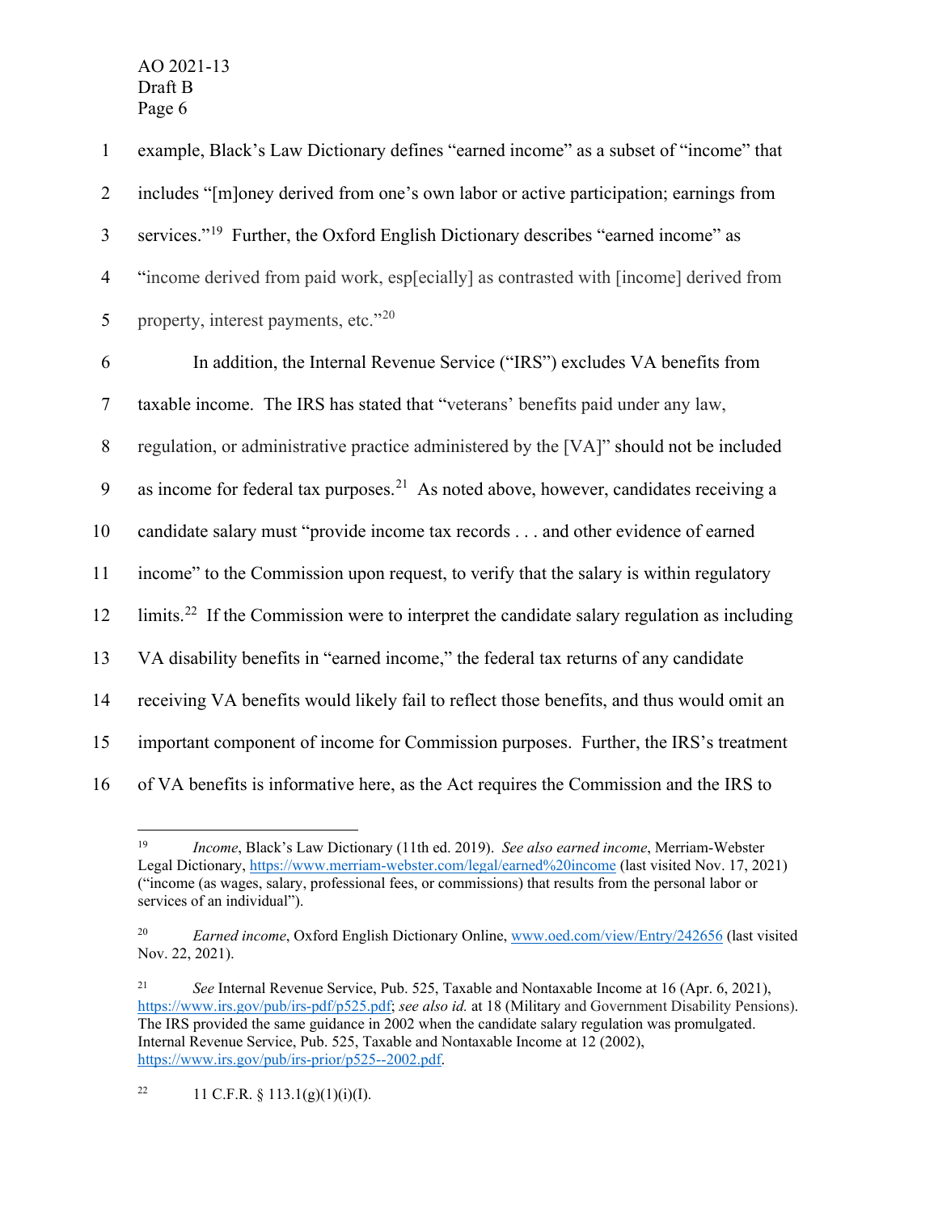example, Black's Law Dictionary defines "earned income" as a subset of "income" that includes "[m]oney derived from one's own labor or active participation; earnings from services."[19] Further, the Oxford English Dictionary describes "earned income" as "income derived from paid work, esp[ecially] as contrasted with [income] derived from property, interest payments, etc."[20]

In addition, the Internal Revenue Service ("IRS") excludes VA benefits from taxable income. The IRS has stated that "veterans' benefits paid under any law, regulation, or administrative practice administered by the [VA]" should not be included as income for federal tax purposes.[21] As noted above, however, candidates receiving a candidate salary must "provide income tax records . . . and other evidence of earned income" to the Commission upon request, to verify that the salary is within regulatory limits.[22] If the Commission were to interpret the candidate salary regulation as including VA disability benefits in "earned income," the federal tax returns of any candidate receiving VA benefits would likely fail to reflect those benefits, and thus would omit an important component of income for Commission purposes. Further, the IRS's treatment of VA benefits is informative here, as the Act requires the Commission and the IRS to

---

[19] *Income*, Black's Law Dictionary (11th ed. 2019). *See also earned income*, Merriam-Webster Legal Dictionary, https://www.merriam-webster.com/legal/earned%20income (last visited Nov. 17, 2021) ("income (as wages, salary, professional fees, or commissions) that results from the personal labor or services of an individual").

[20] *Earned income*, Oxford English Dictionary Online, www.oed.com/view/Entry/242656 (last visited Nov. 22, 2021).

[21] *See* Internal Revenue Service, Pub. 525, Taxable and Nontaxable Income at 16 (Apr. 6, 2021), https://www.irs.gov/pub/irs-pdf/p525.pdf; *see also id.* at 18 (Military and Government Disability Pensions). The IRS provided the same guidance in 2002 when the candidate salary regulation was promulgated. Internal Revenue Service, Pub. 525, Taxable and Nontaxable Income at 12 (2002), https://www.irs.gov/pub/irs-prior/p525--2002.pdf.

[22] 11 C.F.R. § 113.1(g)(1)(i)(I).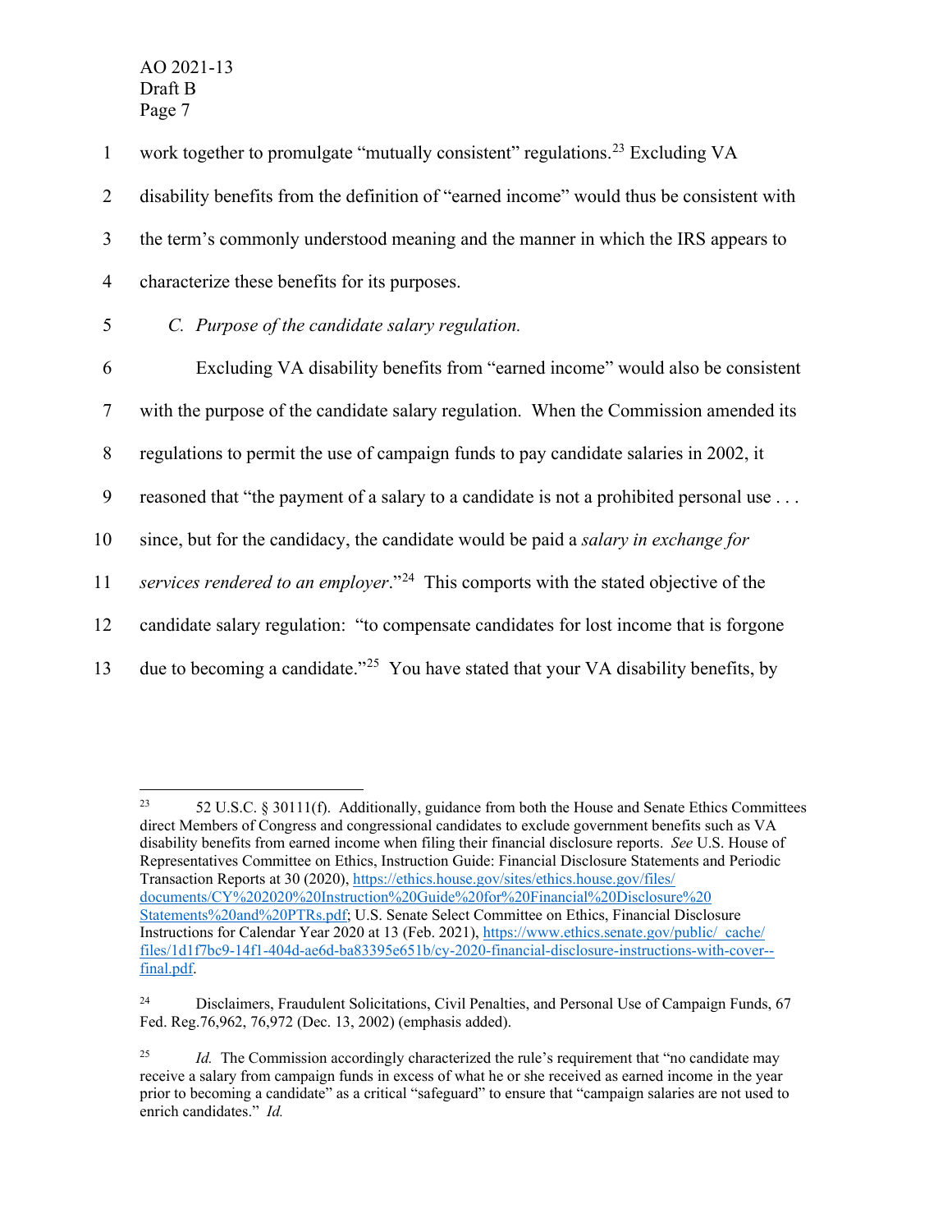work together to promulgate "mutually consistent" regulations.[23] Excluding VA disability benefits from the definition of "earned income" would thus be consistent with the term's commonly understood meaning and the manner in which the IRS appears to characterize these benefits for its purposes.

*C. Purpose of the candidate salary regulation.*

Excluding VA disability benefits from "earned income" would also be consistent with the purpose of the candidate salary regulation. When the Commission amended its regulations to permit the use of campaign funds to pay candidate salaries in 2002, it reasoned that "the payment of a salary to a candidate is not a prohibited personal use . . . since, but for the candidacy, the candidate would be paid a *salary in exchange for services rendered to an employer*."[24] This comports with the stated objective of the candidate salary regulation: "to compensate candidates for lost income that is forgone due to becoming a candidate."[25] You have stated that your VA disability benefits, by

---

[23] 52 U.S.C. § 30111(f). Additionally, guidance from both the House and Senate Ethics Committees direct Members of Congress and congressional candidates to exclude government benefits such as VA disability benefits from earned income when filing their financial disclosure reports. *See* U.S. House of Representatives Committee on Ethics, Instruction Guide: Financial Disclosure Statements and Periodic Transaction Reports at 30 (2020), https://ethics.house.gov/sites/ethics.house.gov/files/documents/CY%202020%20Instruction%20Guide%20for%20Financial%20Disclosure%20Statements%20and%20PTRs.pdf; U.S. Senate Select Committee on Ethics, Financial Disclosure Instructions for Calendar Year 2020 at 13 (Feb. 2021), https://www.ethics.senate.gov/public/_cache/files/1d1f7bc9-14f1-404d-ae6d-ba83395e651b/cy-2020-financial-disclosure-instructions-with-cover--final.pdf.

[24] Disclaimers, Fraudulent Solicitations, Civil Penalties, and Personal Use of Campaign Funds, 67 Fed. Reg.76,962, 76,972 (Dec. 13, 2002) (emphasis added).

[25] *Id.* The Commission accordingly characterized the rule's requirement that "no candidate may receive a salary from campaign funds in excess of what he or she received as earned income in the year prior to becoming a candidate" as a critical "safeguard" to ensure that "campaign salaries are not used to enrich candidates." *Id.*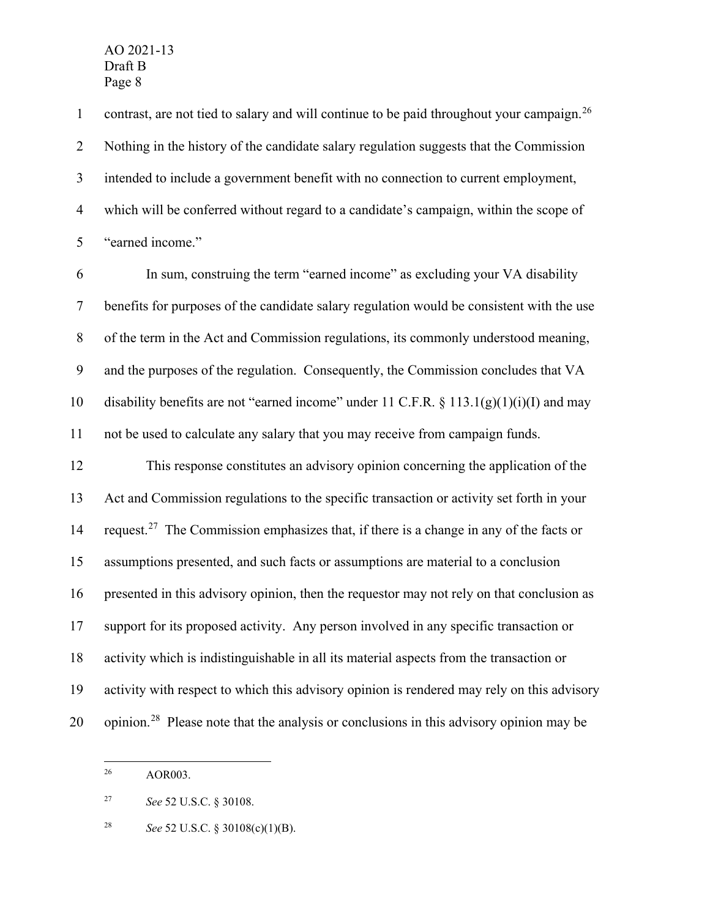contrast, are not tied to salary and will continue to be paid throughout your campaign.[26] Nothing in the history of the candidate salary regulation suggests that the Commission intended to include a government benefit with no connection to current employment, which will be conferred without regard to a candidate's campaign, within the scope of "earned income."

In sum, construing the term "earned income" as excluding your VA disability benefits for purposes of the candidate salary regulation would be consistent with the use of the term in the Act and Commission regulations, its commonly understood meaning, and the purposes of the regulation. Consequently, the Commission concludes that VA disability benefits are not "earned income" under 11 C.F.R. § 113.1(g)(1)(i)(I) and may not be used to calculate any salary that you may receive from campaign funds.

This response constitutes an advisory opinion concerning the application of the Act and Commission regulations to the specific transaction or activity set forth in your request.[27] The Commission emphasizes that, if there is a change in any of the facts or assumptions presented, and such facts or assumptions are material to a conclusion presented in this advisory opinion, then the requestor may not rely on that conclusion as support for its proposed activity. Any person involved in any specific transaction or activity which is indistinguishable in all its material aspects from the transaction or activity with respect to which this advisory opinion is rendered may rely on this advisory opinion.[28] Please note that the analysis or conclusions in this advisory opinion may be

---

[26] AOR003.

[27] *See* 52 U.S.C. § 30108.

[28] *See* 52 U.S.C. § 30108(c)(1)(B).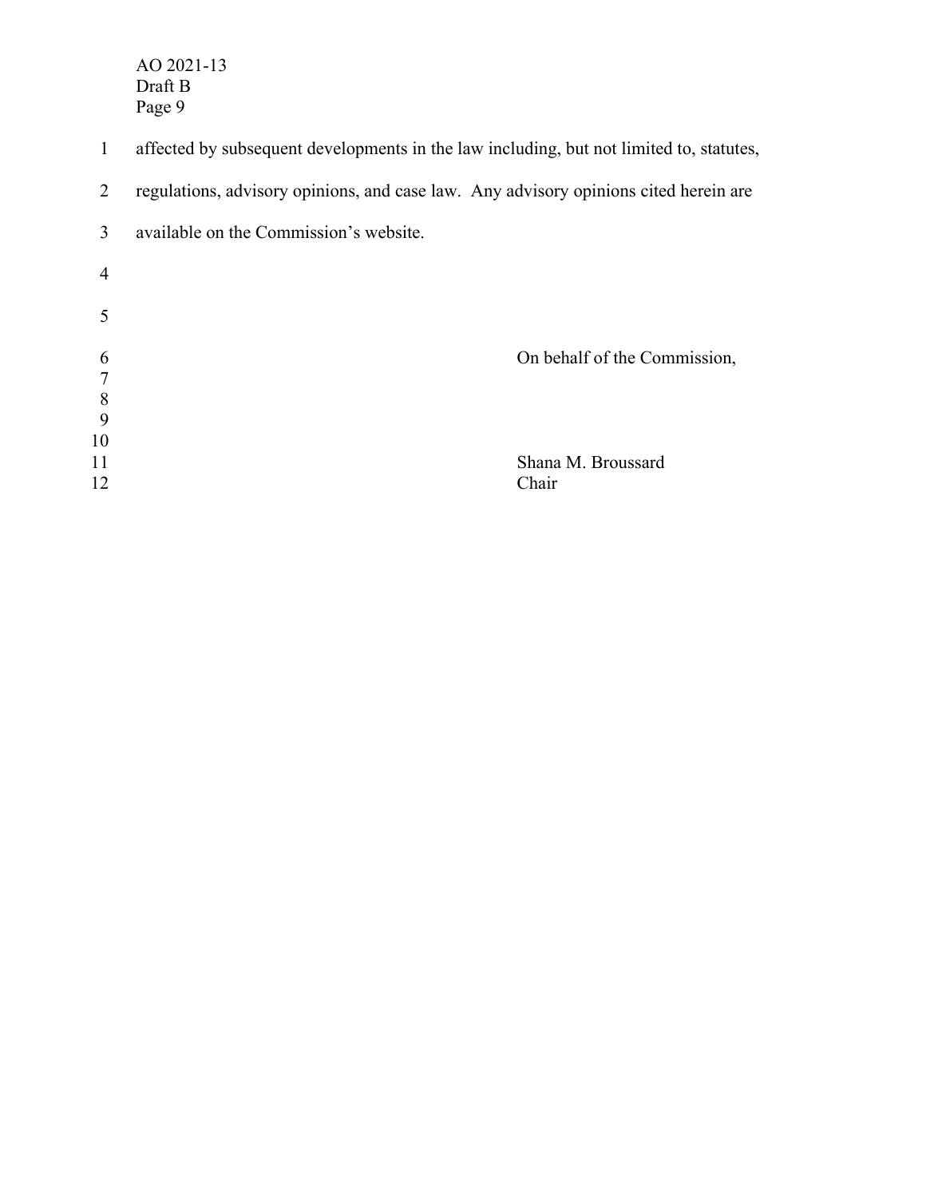affected by subsequent developments in the law including, but not limited to, statutes, regulations, advisory opinions, and case law. Any advisory opinions cited herein are available on the Commission's website.

On behalf of the Commission,

Shana M. Broussard
Chair